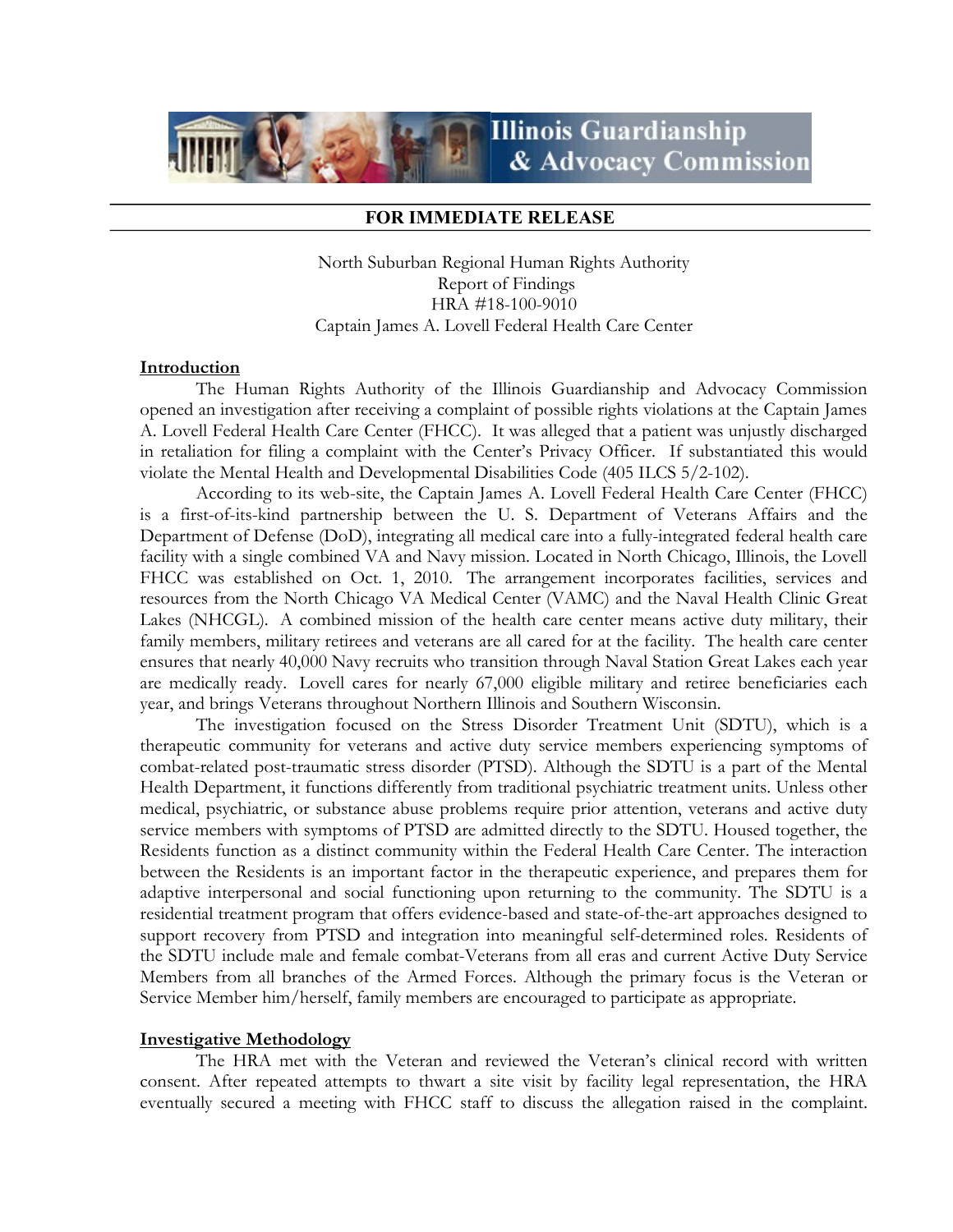Illinois Guardianship & Advocacy Commission

**FOR IMMEDIATE RELEASE**

North Suburban Regional Human Rights Authority
Report of Findings
HRA #18-100-9010
Captain James A. Lovell Federal Health Care Center

## Introduction

The Human Rights Authority of the Illinois Guardianship and Advocacy Commission opened an investigation after receiving a complaint of possible rights violations at the Captain James A. Lovell Federal Health Care Center (FHCC). It was alleged that a patient was unjustly discharged in retaliation for filing a complaint with the Center's Privacy Officer. If substantiated this would violate the Mental Health and Developmental Disabilities Code (405 ILCS 5/2-102).

According to its web-site, the Captain James A. Lovell Federal Health Care Center (FHCC) is a first-of-its-kind partnership between the U. S. Department of Veterans Affairs and the Department of Defense (DoD), integrating all medical care into a fully-integrated federal health care facility with a single combined VA and Navy mission. Located in North Chicago, Illinois, the Lovell FHCC was established on Oct. 1, 2010. The arrangement incorporates facilities, services and resources from the North Chicago VA Medical Center (VAMC) and the Naval Health Clinic Great Lakes (NHCGL). A combined mission of the health care center means active duty military, their family members, military retirees and veterans are all cared for at the facility. The health care center ensures that nearly 40,000 Navy recruits who transition through Naval Station Great Lakes each year are medically ready. Lovell cares for nearly 67,000 eligible military and retiree beneficiaries each year, and brings Veterans throughout Northern Illinois and Southern Wisconsin.

The investigation focused on the Stress Disorder Treatment Unit (SDTU), which is a therapeutic community for veterans and active duty service members experiencing symptoms of combat-related post-traumatic stress disorder (PTSD). Although the SDTU is a part of the Mental Health Department, it functions differently from traditional psychiatric treatment units. Unless other medical, psychiatric, or substance abuse problems require prior attention, veterans and active duty service members with symptoms of PTSD are admitted directly to the SDTU. Housed together, the Residents function as a distinct community within the Federal Health Care Center. The interaction between the Residents is an important factor in the therapeutic experience, and prepares them for adaptive interpersonal and social functioning upon returning to the community. The SDTU is a residential treatment program that offers evidence-based and state-of-the-art approaches designed to support recovery from PTSD and integration into meaningful self-determined roles. Residents of the SDTU include male and female combat-Veterans from all eras and current Active Duty Service Members from all branches of the Armed Forces. Although the primary focus is the Veteran or Service Member him/herself, family members are encouraged to participate as appropriate.

## Investigative Methodology

The HRA met with the Veteran and reviewed the Veteran's clinical record with written consent. After repeated attempts to thwart a site visit by facility legal representation, the HRA eventually secured a meeting with FHCC staff to discuss the allegation raised in the complaint.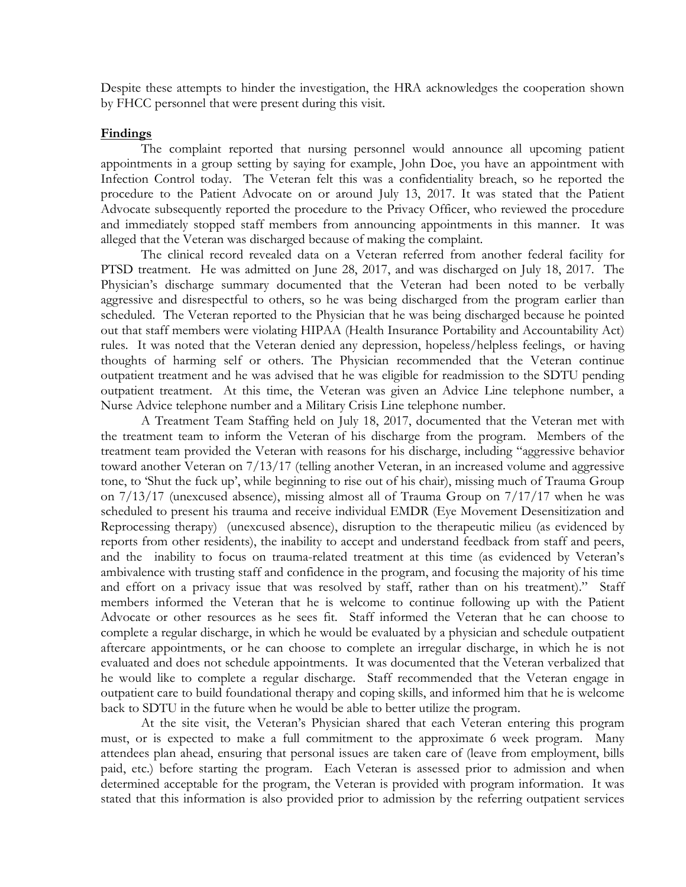Despite these attempts to hinder the investigation, the HRA acknowledges the cooperation shown by FHCC personnel that were present during this visit.

**Findings**

The complaint reported that nursing personnel would announce all upcoming patient appointments in a group setting by saying for example, John Doe, you have an appointment with Infection Control today. The Veteran felt this was a confidentiality breach, so he reported the procedure to the Patient Advocate on or around July 13, 2017. It was stated that the Patient Advocate subsequently reported the procedure to the Privacy Officer, who reviewed the procedure and immediately stopped staff members from announcing appointments in this manner. It was alleged that the Veteran was discharged because of making the complaint.

The clinical record revealed data on a Veteran referred from another federal facility for PTSD treatment. He was admitted on June 28, 2017, and was discharged on July 18, 2017. The Physician's discharge summary documented that the Veteran had been noted to be verbally aggressive and disrespectful to others, so he was being discharged from the program earlier than scheduled. The Veteran reported to the Physician that he was being discharged because he pointed out that staff members were violating HIPAA (Health Insurance Portability and Accountability Act) rules. It was noted that the Veteran denied any depression, hopeless/helpless feelings, or having thoughts of harming self or others. The Physician recommended that the Veteran continue outpatient treatment and he was advised that he was eligible for readmission to the SDTU pending outpatient treatment. At this time, the Veteran was given an Advice Line telephone number, a Nurse Advice telephone number and a Military Crisis Line telephone number.

A Treatment Team Staffing held on July 18, 2017, documented that the Veteran met with the treatment team to inform the Veteran of his discharge from the program. Members of the treatment team provided the Veteran with reasons for his discharge, including "aggressive behavior toward another Veteran on 7/13/17 (telling another Veteran, in an increased volume and aggressive tone, to 'Shut the fuck up', while beginning to rise out of his chair), missing much of Trauma Group on 7/13/17 (unexcused absence), missing almost all of Trauma Group on 7/17/17 when he was scheduled to present his trauma and receive individual EMDR (Eye Movement Desensitization and Reprocessing therapy) (unexcused absence), disruption to the therapeutic milieu (as evidenced by reports from other residents), the inability to accept and understand feedback from staff and peers, and the inability to focus on trauma-related treatment at this time (as evidenced by Veteran's ambivalence with trusting staff and confidence in the program, and focusing the majority of his time and effort on a privacy issue that was resolved by staff, rather than on his treatment)." Staff members informed the Veteran that he is welcome to continue following up with the Patient Advocate or other resources as he sees fit. Staff informed the Veteran that he can choose to complete a regular discharge, in which he would be evaluated by a physician and schedule outpatient aftercare appointments, or he can choose to complete an irregular discharge, in which he is not evaluated and does not schedule appointments. It was documented that the Veteran verbalized that he would like to complete a regular discharge. Staff recommended that the Veteran engage in outpatient care to build foundational therapy and coping skills, and informed him that he is welcome back to SDTU in the future when he would be able to better utilize the program.

At the site visit, the Veteran's Physician shared that each Veteran entering this program must, or is expected to make a full commitment to the approximate 6 week program. Many attendees plan ahead, ensuring that personal issues are taken care of (leave from employment, bills paid, etc.) before starting the program. Each Veteran is assessed prior to admission and when determined acceptable for the program, the Veteran is provided with program information. It was stated that this information is also provided prior to admission by the referring outpatient services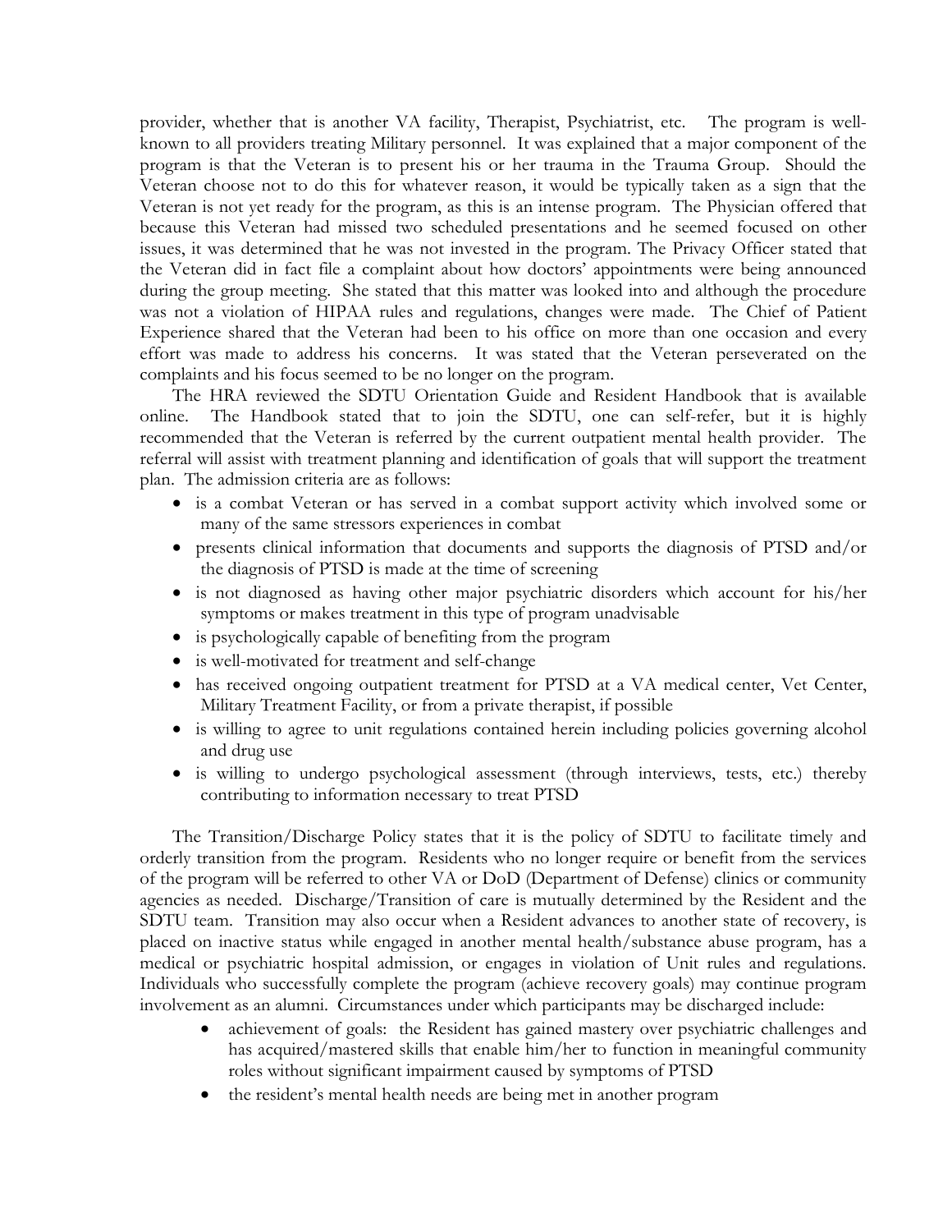provider, whether that is another VA facility, Therapist, Psychiatrist, etc. The program is well-known to all providers treating Military personnel. It was explained that a major component of the program is that the Veteran is to present his or her trauma in the Trauma Group. Should the Veteran choose not to do this for whatever reason, it would be typically taken as a sign that the Veteran is not yet ready for the program, as this is an intense program. The Physician offered that because this Veteran had missed two scheduled presentations and he seemed focused on other issues, it was determined that he was not invested in the program. The Privacy Officer stated that the Veteran did in fact file a complaint about how doctors' appointments were being announced during the group meeting. She stated that this matter was looked into and although the procedure was not a violation of HIPAA rules and regulations, changes were made. The Chief of Patient Experience shared that the Veteran had been to his office on more than one occasion and every effort was made to address his concerns. It was stated that the Veteran perseverated on the complaints and his focus seemed to be no longer on the program.

The HRA reviewed the SDTU Orientation Guide and Resident Handbook that is available online. The Handbook stated that to join the SDTU, one can self-refer, but it is highly recommended that the Veteran is referred by the current outpatient mental health provider. The referral will assist with treatment planning and identification of goals that will support the treatment plan. The admission criteria are as follows:

- is a combat Veteran or has served in a combat support activity which involved some or many of the same stressors experiences in combat
- presents clinical information that documents and supports the diagnosis of PTSD and/or the diagnosis of PTSD is made at the time of screening
- is not diagnosed as having other major psychiatric disorders which account for his/her symptoms or makes treatment in this type of program unadvisable
- is psychologically capable of benefiting from the program
- is well-motivated for treatment and self-change
- has received ongoing outpatient treatment for PTSD at a VA medical center, Vet Center, Military Treatment Facility, or from a private therapist, if possible
- is willing to agree to unit regulations contained herein including policies governing alcohol and drug use
- is willing to undergo psychological assessment (through interviews, tests, etc.) thereby contributing to information necessary to treat PTSD

The Transition/Discharge Policy states that it is the policy of SDTU to facilitate timely and orderly transition from the program. Residents who no longer require or benefit from the services of the program will be referred to other VA or DoD (Department of Defense) clinics or community agencies as needed. Discharge/Transition of care is mutually determined by the Resident and the SDTU team. Transition may also occur when a Resident advances to another state of recovery, is placed on inactive status while engaged in another mental health/substance abuse program, has a medical or psychiatric hospital admission, or engages in violation of Unit rules and regulations. Individuals who successfully complete the program (achieve recovery goals) may continue program involvement as an alumni. Circumstances under which participants may be discharged include:

- achievement of goals: the Resident has gained mastery over psychiatric challenges and has acquired/mastered skills that enable him/her to function in meaningful community roles without significant impairment caused by symptoms of PTSD
- the resident's mental health needs are being met in another program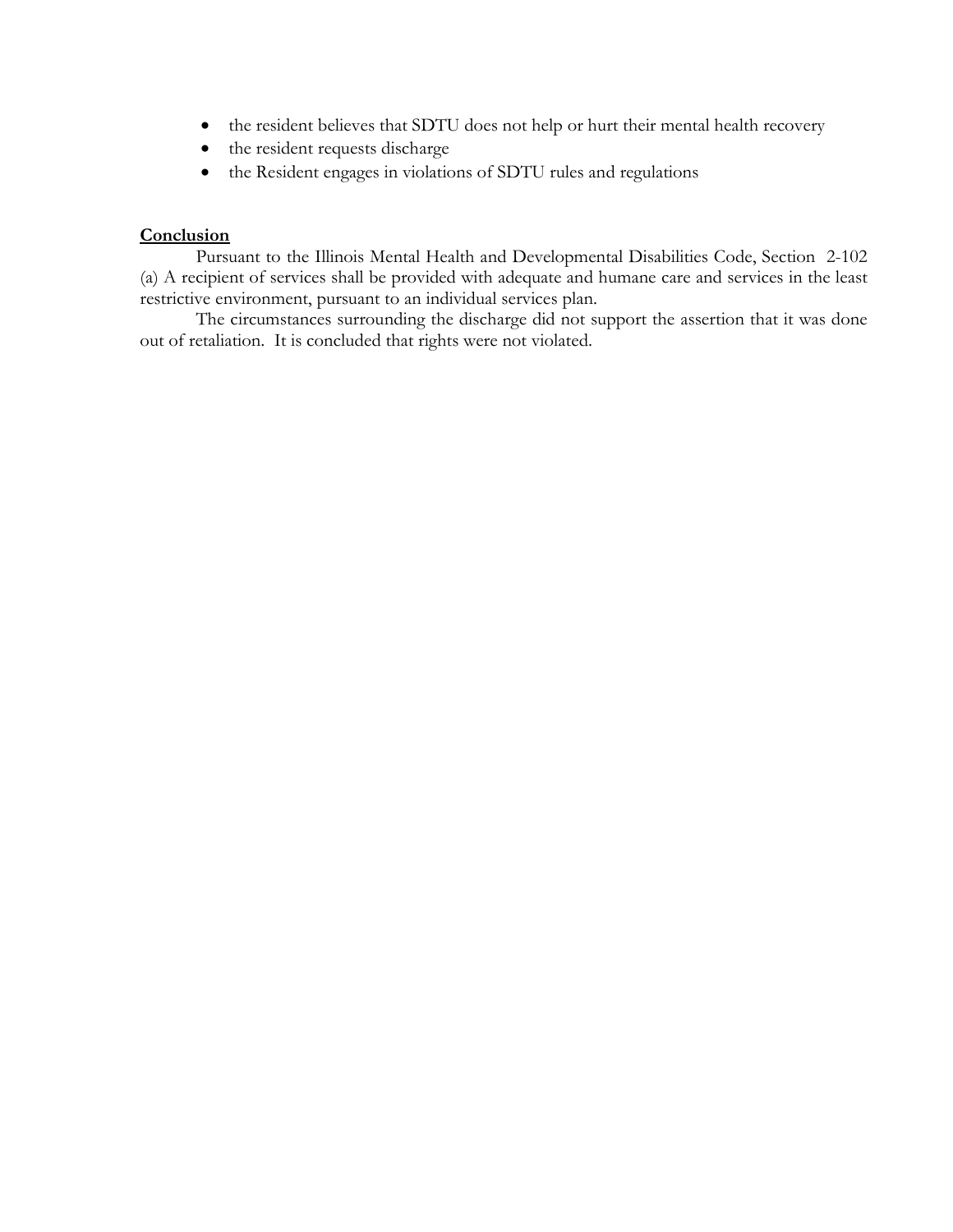- the resident believes that SDTU does not help or hurt their mental health recovery
- the resident requests discharge
- the Resident engages in violations of SDTU rules and regulations

**Conclusion**

Pursuant to the Illinois Mental Health and Developmental Disabilities Code, Section 2-102 (a) A recipient of services shall be provided with adequate and humane care and services in the least restrictive environment, pursuant to an individual services plan.

The circumstances surrounding the discharge did not support the assertion that it was done out of retaliation. It is concluded that rights were not violated.